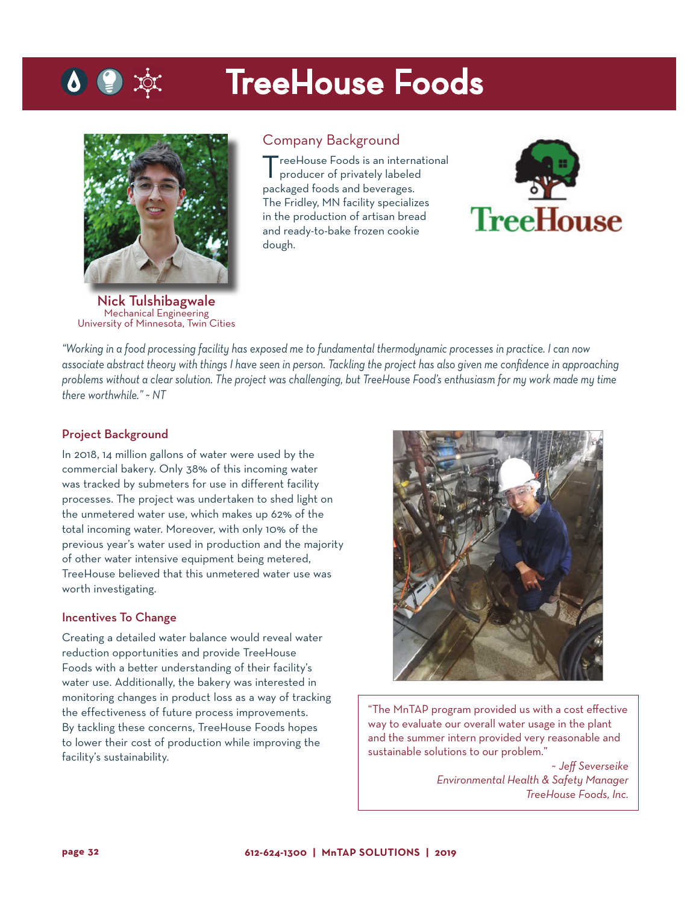# TreeHouse Foods

**Nick Tulshibagwale**
Mechanical Engineering
University of Minnesota, Twin Cities

## Company Background

TreeHouse Foods is an international producer of privately labeled packaged foods and beverages. The Fridley, MN facility specializes in the production of artisan bread and ready-to-bake frozen cookie dough.

*"Working in a food processing facility has exposed me to fundamental thermodynamic processes in practice. I can now associate abstract theory with things I have seen in person. Tackling the project has also given me confidence in approaching problems without a clear solution. The project was challenging, but TreeHouse Food's enthusiasm for my work made my time there worthwhile." ~ NT*

## Project Background

In 2018, 14 million gallons of water were used by the commercial bakery. Only 38% of this incoming water was tracked by submeters for use in different facility processes. The project was undertaken to shed light on the unmetered water use, which makes up 62% of the total incoming water. Moreover, with only 10% of the previous year's water used in production and the majority of other water intensive equipment being metered, TreeHouse believed that this unmetered water use was worth investigating.

## Incentives To Change

Creating a detailed water balance would reveal water reduction opportunities and provide TreeHouse Foods with a better understanding of their facility's water use. Additionally, the bakery was interested in monitoring changes in product loss as a way of tracking the effectiveness of future process improvements. By tackling these concerns, TreeHouse Foods hopes to lower their cost of production while improving the facility's sustainability.

"The MnTAP program provided us with a cost effective way to evaluate our overall water usage in the plant and the summer intern provided very reasonable and sustainable solutions to our problem."

*~ Jeff Severseike*
*Environmental Health & Safety Manager*
*TreeHouse Foods, Inc.*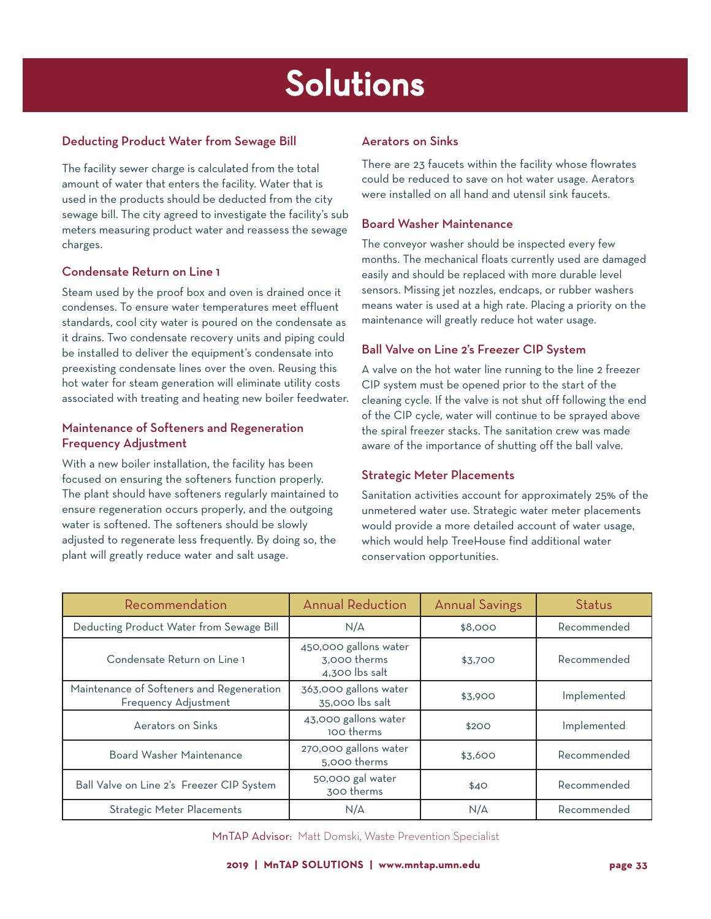# Solutions

### Deducting Product Water from Sewage Bill

The facility sewer charge is calculated from the total amount of water that enters the facility. Water that is used in the products should be deducted from the city sewage bill. The city agreed to investigate the facility's sub meters measuring product water and reassess the sewage charges.

### Condensate Return on Line 1

Steam used by the proof box and oven is drained once it condenses. To ensure water temperatures meet effluent standards, cool city water is poured on the condensate as it drains. Two condensate recovery units and piping could be installed to deliver the equipment's condensate into preexisting condensate lines over the oven. Reusing this hot water for steam generation will eliminate utility costs associated with treating and heating new boiler feedwater.

### Maintenance of Softeners and Regeneration Frequency Adjustment

With a new boiler installation, the facility has been focused on ensuring the softeners function properly. The plant should have softeners regularly maintained to ensure regeneration occurs properly, and the outgoing water is softened. The softeners should be slowly adjusted to regenerate less frequently. By doing so, the plant will greatly reduce water and salt usage.

### Aerators on Sinks

There are 23 faucets within the facility whose flowrates could be reduced to save on hot water usage. Aerators were installed on all hand and utensil sink faucets.

### Board Washer Maintenance

The conveyor washer should be inspected every few months. The mechanical floats currently used are damaged easily and should be replaced with more durable level sensors. Missing jet nozzles, endcaps, or rubber washers means water is used at a high rate. Placing a priority on the maintenance will greatly reduce hot water usage.

### Ball Valve on Line 2's Freezer CIP System

A valve on the hot water line running to the line 2 freezer CIP system must be opened prior to the start of the cleaning cycle. If the valve is not shut off following the end of the CIP cycle, water will continue to be sprayed above the spiral freezer stacks. The sanitation crew was made aware of the importance of shutting off the ball valve.

### Strategic Meter Placements

Sanitation activities account for approximately 25% of the unmetered water use. Strategic water meter placements would provide a more detailed account of water usage, which would help TreeHouse find additional water conservation opportunities.

| Recommendation | Annual Reduction | Annual Savings | Status |
|---|---|---|---|
| Deducting Product Water from Sewage Bill | N/A | $8,000 | Recommended |
| Condensate Return on Line 1 | 450,000 gallons water<br>3,000 therms<br>4,300 lbs salt | $3,700 | Recommended |
| Maintenance of Softeners and Regeneration Frequency Adjustment | 363,000 gallons water<br>35,000 lbs salt | $3,900 | Implemented |
| Aerators on Sinks | 43,000 gallons water<br>100 therms | $200 | Implemented |
| Board Washer Maintenance | 270,000 gallons water<br>5,000 therms | $3,600 | Recommended |
| Ball Valve on Line 2's Freezer CIP System | 50,000 gal water<br>300 therms | $40 | Recommended |
| Strategic Meter Placements | N/A | N/A | Recommended |

MnTAP Advisor: Matt Domski, Waste Prevention Specialist